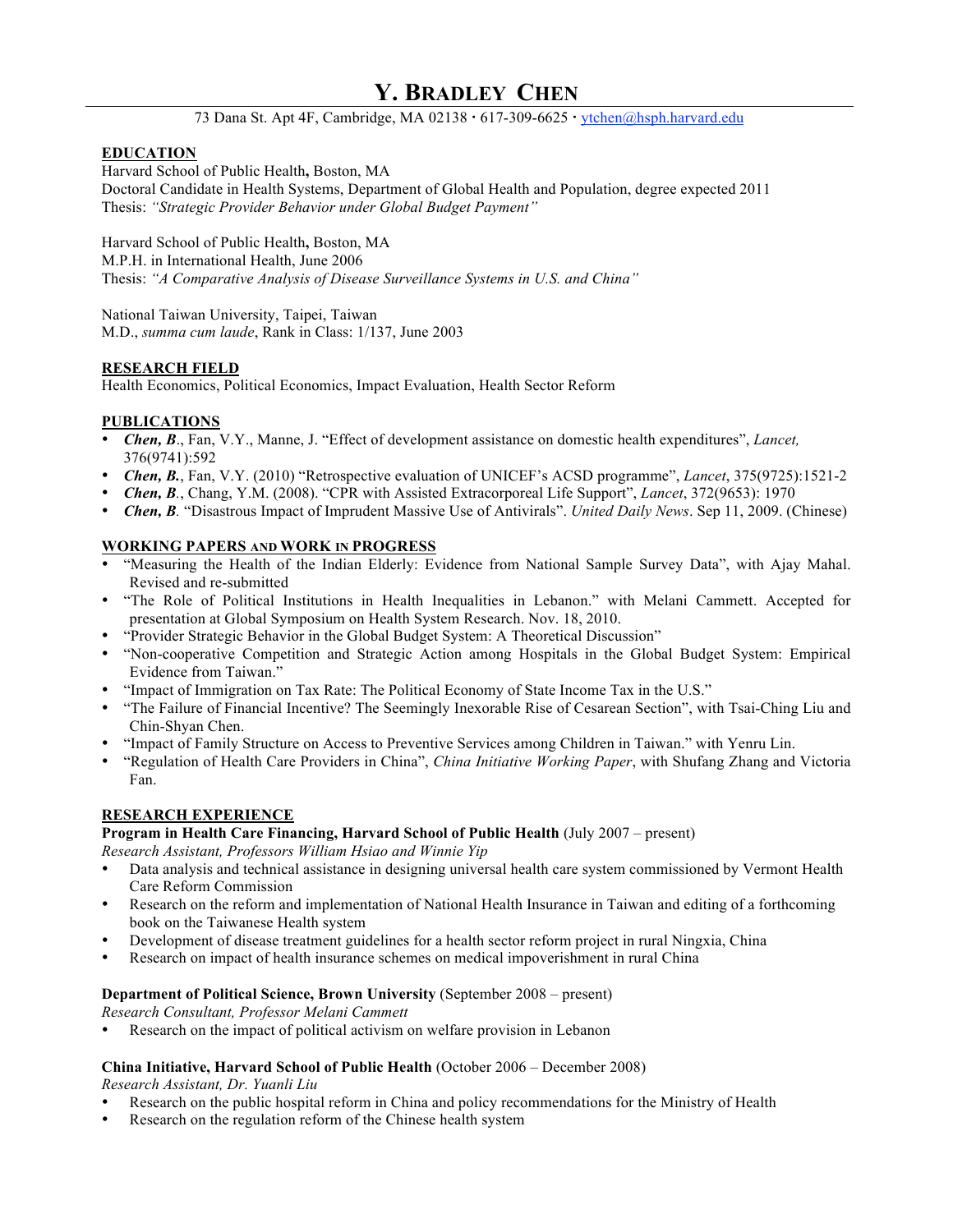# Y. BRADLEY CHEN

73 Dana St. Apt 4F, Cambridge, MA 02138 · 617-309-6625 · ytchen@hsph.harvard.edu

## EDUCATION

Harvard School of Public Health**,** Boston, MA
Doctoral Candidate in Health Systems, Department of Global Health and Population, degree expected 2011
Thesis: *"Strategic Provider Behavior under Global Budget Payment"*

Harvard School of Public Health**,** Boston, MA
M.P.H. in International Health, June 2006
Thesis: *"A Comparative Analysis of Disease Surveillance Systems in U.S. and China"*

National Taiwan University, Taipei, Taiwan
M.D., *summa cum laude*, Rank in Class: 1/137, June 2003

## RESEARCH FIELD

Health Economics, Political Economics, Impact Evaluation, Health Sector Reform

## PUBLICATIONS

- ***Chen, B***., Fan, V.Y., Manne, J. "Effect of development assistance on domestic health expenditures", *Lancet,* 376(9741):592
- ***Chen, B.***, Fan, V.Y. (2010) "Retrospective evaluation of UNICEF's ACSD programme", *Lancet*, 375(9725):1521-2
- ***Chen, B***., Chang, Y.M. (2008). "CPR with Assisted Extracorporeal Life Support", *Lancet*, 372(9653): 1970
- ***Chen, B****.* "Disastrous Impact of Imprudent Massive Use of Antivirals". *United Daily News*. Sep 11, 2009. (Chinese)

## WORKING PAPERS AND WORK IN PROGRESS

- "Measuring the Health of the Indian Elderly: Evidence from National Sample Survey Data", with Ajay Mahal. Revised and re-submitted
- "The Role of Political Institutions in Health Inequalities in Lebanon." with Melani Cammett. Accepted for presentation at Global Symposium on Health System Research. Nov. 18, 2010.
- "Provider Strategic Behavior in the Global Budget System: A Theoretical Discussion"
- "Non-cooperative Competition and Strategic Action among Hospitals in the Global Budget System: Empirical Evidence from Taiwan."
- "Impact of Immigration on Tax Rate: The Political Economy of State Income Tax in the U.S."
- "The Failure of Financial Incentive? The Seemingly Inexorable Rise of Cesarean Section", with Tsai-Ching Liu and Chin-Shyan Chen.
- "Impact of Family Structure on Access to Preventive Services among Children in Taiwan." with Yenru Lin.
- "Regulation of Health Care Providers in China", *China Initiative Working Paper*, with Shufang Zhang and Victoria Fan.

## RESEARCH EXPERIENCE

**Program in Health Care Financing, Harvard School of Public Health** (July 2007 – present)
*Research Assistant, Professors William Hsiao and Winnie Yip*

- Data analysis and technical assistance in designing universal health care system commissioned by Vermont Health Care Reform Commission
- Research on the reform and implementation of National Health Insurance in Taiwan and editing of a forthcoming book on the Taiwanese Health system
- Development of disease treatment guidelines for a health sector reform project in rural Ningxia, China
- Research on impact of health insurance schemes on medical impoverishment in rural China

**Department of Political Science, Brown University** (September 2008 – present)
*Research Consultant, Professor Melani Cammett*

- Research on the impact of political activism on welfare provision in Lebanon

**China Initiative, Harvard School of Public Health** (October 2006 – December 2008)
*Research Assistant, Dr. Yuanli Liu*

- Research on the public hospital reform in China and policy recommendations for the Ministry of Health
- Research on the regulation reform of the Chinese health system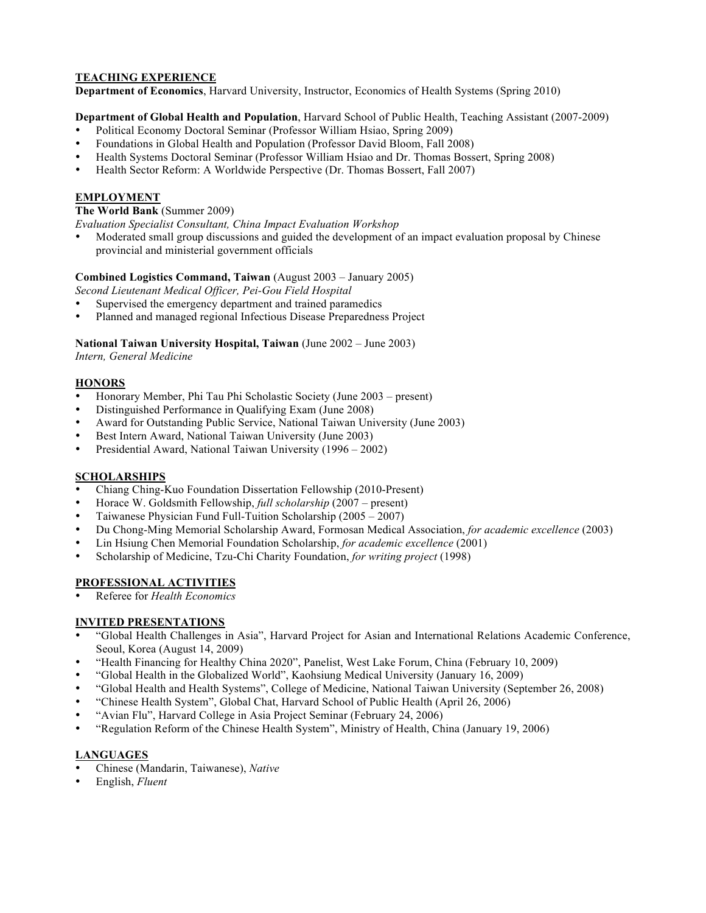## TEACHING EXPERIENCE

**Department of Economics**, Harvard University, Instructor, Economics of Health Systems (Spring 2010)

**Department of Global Health and Population**, Harvard School of Public Health, Teaching Assistant (2007-2009)

- Political Economy Doctoral Seminar (Professor William Hsiao, Spring 2009)
- Foundations in Global Health and Population (Professor David Bloom, Fall 2008)
- Health Systems Doctoral Seminar (Professor William Hsiao and Dr. Thomas Bossert, Spring 2008)
- Health Sector Reform: A Worldwide Perspective (Dr. Thomas Bossert, Fall 2007)

## EMPLOYMENT

**The World Bank** (Summer 2009)
*Evaluation Specialist Consultant, China Impact Evaluation Workshop*

- Moderated small group discussions and guided the development of an impact evaluation proposal by Chinese provincial and ministerial government officials

**Combined Logistics Command, Taiwan** (August 2003 – January 2005)
*Second Lieutenant Medical Officer, Pei-Gou Field Hospital*

- Supervised the emergency department and trained paramedics
- Planned and managed regional Infectious Disease Preparedness Project

**National Taiwan University Hospital, Taiwan** (June 2002 – June 2003)
*Intern, General Medicine*

## HONORS

- Honorary Member, Phi Tau Phi Scholastic Society (June 2003 – present)
- Distinguished Performance in Qualifying Exam (June 2008)
- Award for Outstanding Public Service, National Taiwan University (June 2003)
- Best Intern Award, National Taiwan University (June 2003)
- Presidential Award, National Taiwan University (1996 – 2002)

## SCHOLARSHIPS

- Chiang Ching-Kuo Foundation Dissertation Fellowship (2010-Present)
- Horace W. Goldsmith Fellowship, *full scholarship* (2007 – present)
- Taiwanese Physician Fund Full-Tuition Scholarship (2005 – 2007)
- Du Chong-Ming Memorial Scholarship Award, Formosan Medical Association, *for academic excellence* (2003)
- Lin Hsiung Chen Memorial Foundation Scholarship, *for academic excellence* (2001)
- Scholarship of Medicine, Tzu-Chi Charity Foundation, *for writing project* (1998)

## PROFESSIONAL ACTIVITIES

- Referee for *Health Economics*

## INVITED PRESENTATIONS

- "Global Health Challenges in Asia", Harvard Project for Asian and International Relations Academic Conference, Seoul, Korea (August 14, 2009)
- "Health Financing for Healthy China 2020", Panelist, West Lake Forum, China (February 10, 2009)
- "Global Health in the Globalized World", Kaohsiung Medical University (January 16, 2009)
- "Global Health and Health Systems", College of Medicine, National Taiwan University (September 26, 2008)
- "Chinese Health System", Global Chat, Harvard School of Public Health (April 26, 2006)
- "Avian Flu", Harvard College in Asia Project Seminar (February 24, 2006)
- "Regulation Reform of the Chinese Health System", Ministry of Health, China (January 19, 2006)

## LANGUAGES

- Chinese (Mandarin, Taiwanese), *Native*
- English, *Fluent*